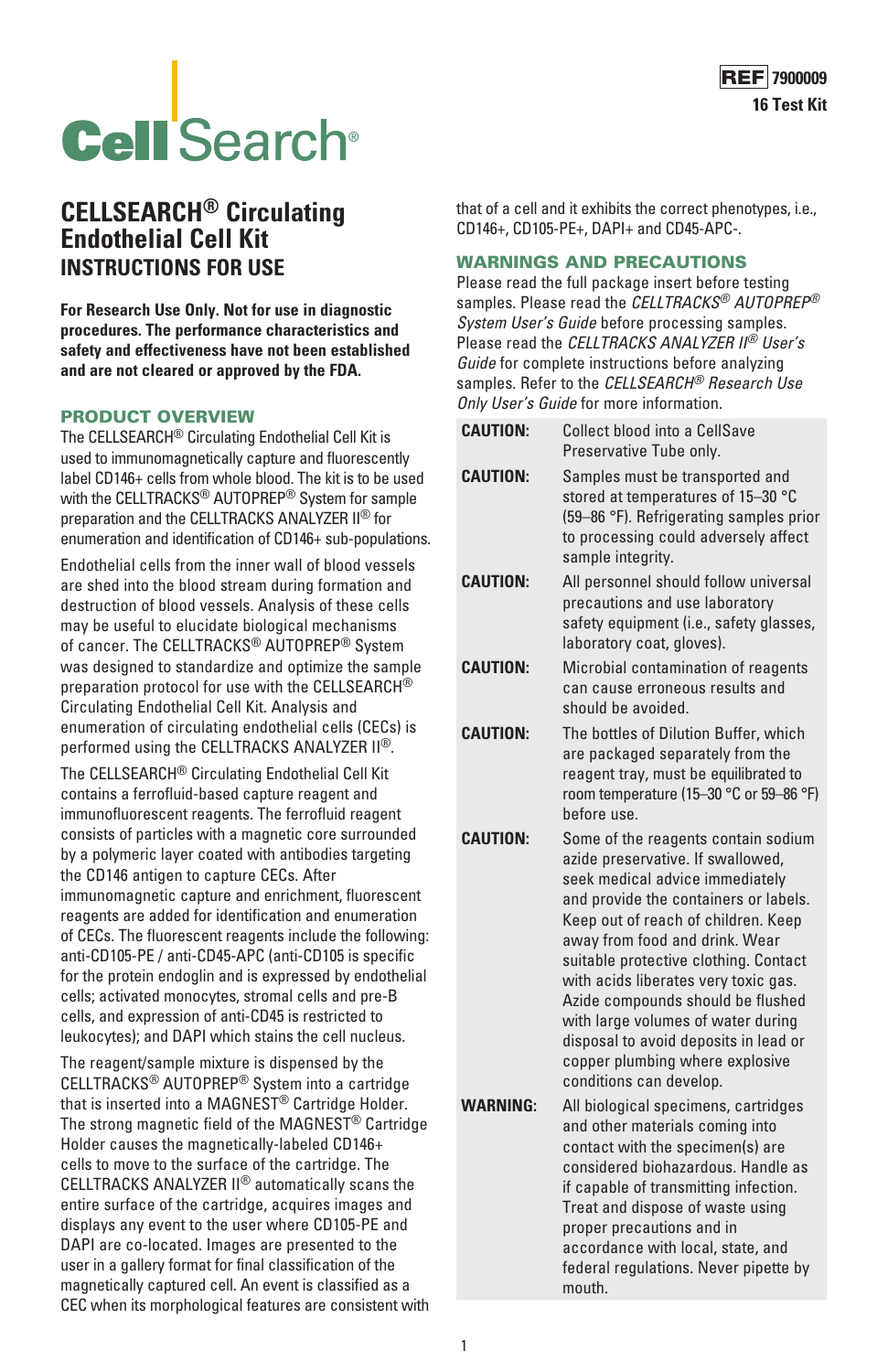CellSearch®

**REF** 7900009
**16 Test Kit**

# CELLSEARCH® Circulating Endothelial Cell Kit
## INSTRUCTIONS FOR USE

**For Research Use Only. Not for use in diagnostic procedures. The performance characteristics and safety and effectiveness have not been established and are not cleared or approved by the FDA.**

## PRODUCT OVERVIEW

The CELLSEARCH® Circulating Endothelial Cell Kit is used to immunomagnetically capture and fluorescently label CD146+ cells from whole blood. The kit is to be used with the CELLTRACKS® AUTOPREP® System for sample preparation and the CELLTRACKS ANALYZER II® for enumeration and identification of CD146+ sub-populations.

Endothelial cells from the inner wall of blood vessels are shed into the blood stream during formation and destruction of blood vessels. Analysis of these cells may be useful to elucidate biological mechanisms of cancer. The CELLTRACKS® AUTOPREP® System was designed to standardize and optimize the sample preparation protocol for use with the CELLSEARCH® Circulating Endothelial Cell Kit. Analysis and enumeration of circulating endothelial cells (CECs) is performed using the CELLTRACKS ANALYZER II®.

The CELLSEARCH® Circulating Endothelial Cell Kit contains a ferrofluid-based capture reagent and immunofluorescent reagents. The ferrofluid reagent consists of particles with a magnetic core surrounded by a polymeric layer coated with antibodies targeting the CD146 antigen to capture CECs. After immunomagnetic capture and enrichment, fluorescent reagents are added for identification and enumeration of CECs. The fluorescent reagents include the following: anti-CD105-PE / anti-CD45-APC (anti-CD105 is specific for the protein endoglin and is expressed by endothelial cells; activated monocytes, stromal cells and pre-B cells, and expression of anti-CD45 is restricted to leukocytes); and DAPI which stains the cell nucleus.

The reagent/sample mixture is dispensed by the CELLTRACKS® AUTOPREP® System into a cartridge that is inserted into a MAGNEST® Cartridge Holder. The strong magnetic field of the MAGNEST® Cartridge Holder causes the magnetically-labeled CD146+ cells to move to the surface of the cartridge. The CELLTRACKS ANALYZER II® automatically scans the entire surface of the cartridge, acquires images and displays any event to the user where CD105-PE and DAPI are co-located. Images are presented to the user in a gallery format for final classification of the magnetically captured cell. An event is classified as a CEC when its morphological features are consistent with that of a cell and it exhibits the correct phenotypes, i.e., CD146+, CD105-PE+, DAPI+ and CD45-APC-.

## WARNINGS AND PRECAUTIONS

Please read the full package insert before testing samples. Please read the *CELLTRACKS® AUTOPREP® System User's Guide* before processing samples. Please read the *CELLTRACKS ANALYZER II® User's Guide* for complete instructions before analyzing samples. Refer to the *CELLSEARCH® Research Use Only User's Guide* for more information.

| | |
|---|---|
| **CAUTION:** | Collect blood into a CellSave Preservative Tube only. |
| **CAUTION:** | Samples must be transported and stored at temperatures of 15–30 °C (59–86 °F). Refrigerating samples prior to processing could adversely affect sample integrity. |
| **CAUTION:** | All personnel should follow universal precautions and use laboratory safety equipment (i.e., safety glasses, laboratory coat, gloves). |
| **CAUTION:** | Microbial contamination of reagents can cause erroneous results and should be avoided. |
| **CAUTION:** | The bottles of Dilution Buffer, which are packaged separately from the reagent tray, must be equilibrated to room temperature (15–30 °C or 59–86 °F) before use. |
| **CAUTION:** | Some of the reagents contain sodium azide preservative. If swallowed, seek medical advice immediately and provide the containers or labels. Keep out of reach of children. Keep away from food and drink. Wear suitable protective clothing. Contact with acids liberates very toxic gas. Azide compounds should be flushed with large volumes of water during disposal to avoid deposits in lead or copper plumbing where explosive conditions can develop. |
| **WARNING:** | All biological specimens, cartridges and other materials coming into contact with the specimen(s) are considered biohazardous. Handle as if capable of transmitting infection. Treat and dispose of waste using proper precautions and in accordance with local, state, and federal regulations. Never pipette by mouth. |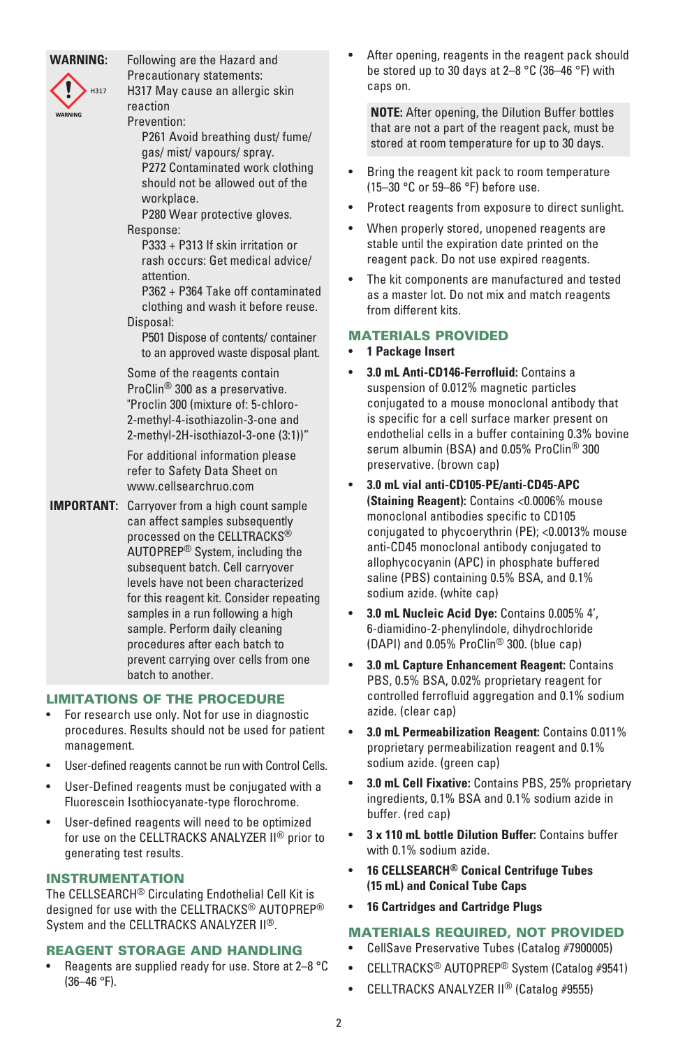**WARNING:** Following are the Hazard and Precautionary statements:

H317 May cause an allergic skin reaction

Prevention:

P261 Avoid breathing dust/ fume/ gas/ mist/ vapours/ spray.

P272 Contaminated work clothing should not be allowed out of the workplace.

P280 Wear protective gloves.

Response:

P333 + P313 If skin irritation or rash occurs: Get medical advice/ attention.

P362 + P364 Take off contaminated clothing and wash it before reuse.

Disposal:

P501 Dispose of contents/ container to an approved waste disposal plant.

Some of the reagents contain ProClin® 300 as a preservative. "Proclin 300 (mixture of: 5-chloro-2-methyl-4-isothiazolin-3-one and 2-methyl-2H-isothiazol-3-one (3:1))"

For additional information please refer to Safety Data Sheet on www.cellsearchruo.com

**IMPORTANT:** Carryover from a high count sample can affect samples subsequently processed on the CELLTRACKS® AUTOPREP® System, including the subsequent batch. Cell carryover levels have not been characterized for this reagent kit. Consider repeating samples in a run following a high sample. Perform daily cleaning procedures after each batch to prevent carrying over cells from one batch to another.

## LIMITATIONS OF THE PROCEDURE

- For research use only. Not for use in diagnostic procedures. Results should not be used for patient management.
- User-defined reagents cannot be run with Control Cells.
- User-Defined reagents must be conjugated with a Fluorescein Isothiocyanate-type florochrome.
- User-defined reagents will need to be optimized for use on the CELLTRACKS ANALYZER II® prior to generating test results.

## INSTRUMENTATION

The CELLSEARCH® Circulating Endothelial Cell Kit is designed for use with the CELLTRACKS® AUTOPREP® System and the CELLTRACKS ANALYZER II®.

## REAGENT STORAGE AND HANDLING

- Reagents are supplied ready for use. Store at 2–8 °C (36–46 °F).
- After opening, reagents in the reagent pack should be stored up to 30 days at 2–8 °C (36–46 °F) with caps on.

**NOTE:** After opening, the Dilution Buffer bottles that are not a part of the reagent pack, must be stored at room temperature for up to 30 days.

- Bring the reagent kit pack to room temperature (15–30 °C or 59–86 °F) before use.
- Protect reagents from exposure to direct sunlight.
- When properly stored, unopened reagents are stable until the expiration date printed on the reagent pack. Do not use expired reagents.
- The kit components are manufactured and tested as a master lot. Do not mix and match reagents from different kits.

## MATERIALS PROVIDED

- **1 Package Insert**
- **3.0 mL Anti-CD146-Ferrofluid:** Contains a suspension of 0.012% magnetic particles conjugated to a mouse monoclonal antibody that is specific for a cell surface marker present on endothelial cells in a buffer containing 0.3% bovine serum albumin (BSA) and 0.05% ProClin® 300 preservative. (brown cap)
- **3.0 mL vial anti-CD105-PE/anti-CD45-APC (Staining Reagent):** Contains <0.0006% mouse monoclonal antibodies specific to CD105 conjugated to phycoerythrin (PE); <0.0013% mouse anti-CD45 monoclonal antibody conjugated to allophycocyanin (APC) in phosphate buffered saline (PBS) containing 0.5% BSA, and 0.1% sodium azide. (white cap)
- **3.0 mL Nucleic Acid Dye:** Contains 0.005% 4′, 6-diamidino-2-phenylindole, dihydrochloride (DAPI) and 0.05% ProClin® 300. (blue cap)
- **3.0 mL Capture Enhancement Reagent:** Contains PBS, 0.5% BSA, 0.02% proprietary reagent for controlled ferrofluid aggregation and 0.1% sodium azide. (clear cap)
- **3.0 mL Permeabilization Reagent:** Contains 0.011% proprietary permeabilization reagent and 0.1% sodium azide. (green cap)
- **3.0 mL Cell Fixative:** Contains PBS, 25% proprietary ingredients, 0.1% BSA and 0.1% sodium azide in buffer. (red cap)
- **3 x 110 mL bottle Dilution Buffer:** Contains buffer with 0.1% sodium azide.
- **16 CELLSEARCH® Conical Centrifuge Tubes (15 mL) and Conical Tube Caps**
- **16 Cartridges and Cartridge Plugs**

## MATERIALS REQUIRED, NOT PROVIDED

- CellSave Preservative Tubes (Catalog #7900005)
- CELLTRACKS® AUTOPREP® System (Catalog #9541)
- CELLTRACKS ANALYZER II® (Catalog #9555)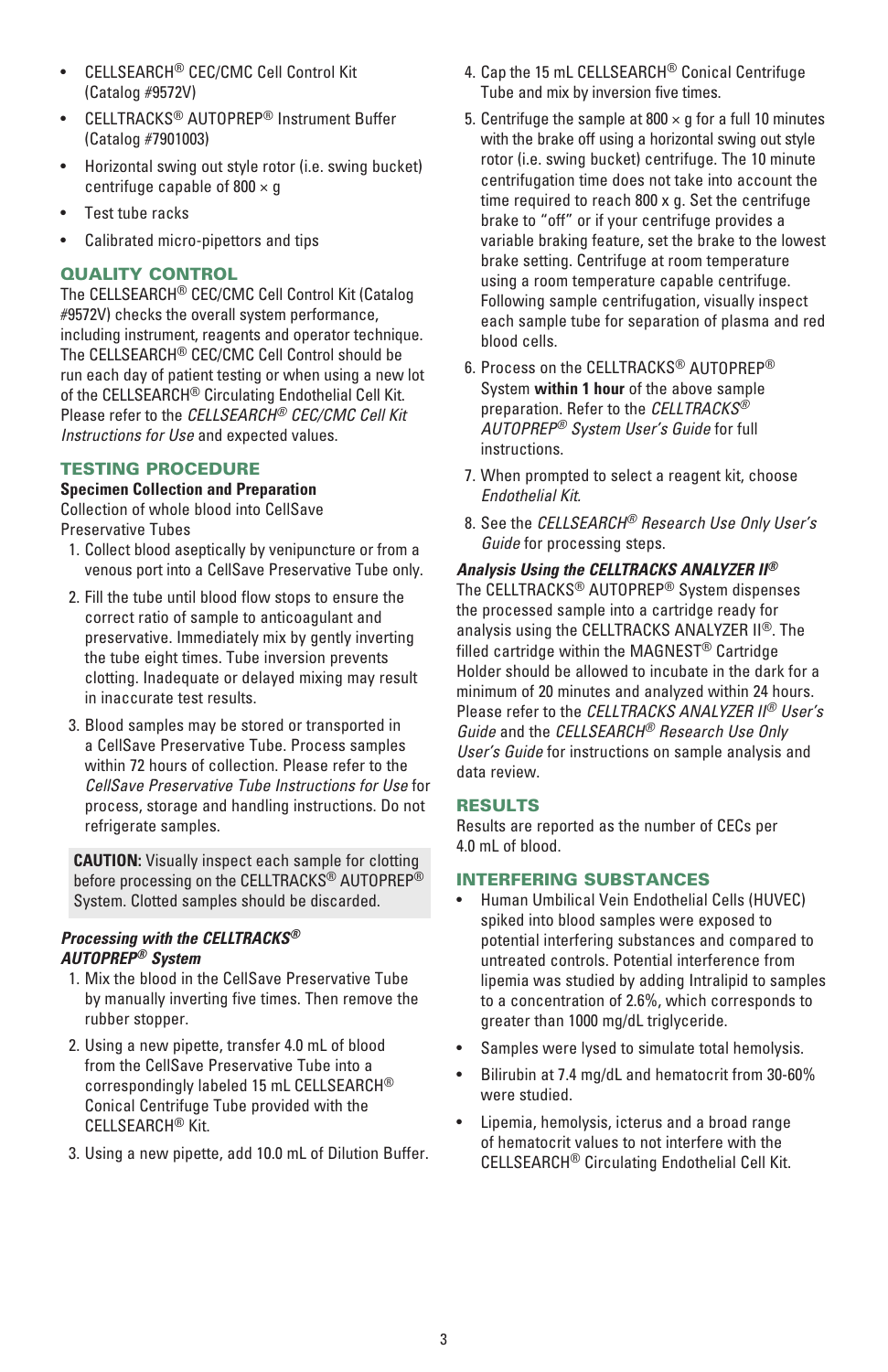- CELLSEARCH® CEC/CMC Cell Control Kit (Catalog #9572V)
- CELLTRACKS® AUTOPREP® Instrument Buffer (Catalog #7901003)
- Horizontal swing out style rotor (i.e. swing bucket) centrifuge capable of 800 × g
- Test tube racks
- Calibrated micro-pipettors and tips

## QUALITY CONTROL

The CELLSEARCH® CEC/CMC Cell Control Kit (Catalog #9572V) checks the overall system performance, including instrument, reagents and operator technique. The CELLSEARCH® CEC/CMC Cell Control should be run each day of patient testing or when using a new lot of the CELLSEARCH® Circulating Endothelial Cell Kit. Please refer to the *CELLSEARCH® CEC/CMC Cell Kit Instructions for Use* and expected values.

## TESTING PROCEDURE

### Specimen Collection and Preparation

Collection of whole blood into CellSave Preservative Tubes

1. Collect blood aseptically by venipuncture or from a venous port into a CellSave Preservative Tube only.
2. Fill the tube until blood flow stops to ensure the correct ratio of sample to anticoagulant and preservative. Immediately mix by gently inverting the tube eight times. Tube inversion prevents clotting. Inadequate or delayed mixing may result in inaccurate test results.
3. Blood samples may be stored or transported in a CellSave Preservative Tube. Process samples within 72 hours of collection. Please refer to the *CellSave Preservative Tube Instructions for Use* for process, storage and handling instructions. Do not refrigerate samples.

**CAUTION:** Visually inspect each sample for clotting before processing on the CELLTRACKS® AUTOPREP® System. Clotted samples should be discarded.

### *Processing with the CELLTRACKS® AUTOPREP® System*

1. Mix the blood in the CellSave Preservative Tube by manually inverting five times. Then remove the rubber stopper.
2. Using a new pipette, transfer 4.0 mL of blood from the CellSave Preservative Tube into a correspondingly labeled 15 mL CELLSEARCH® Conical Centrifuge Tube provided with the CELLSEARCH® Kit.
3. Using a new pipette, add 10.0 mL of Dilution Buffer.
4. Cap the 15 mL CELLSEARCH® Conical Centrifuge Tube and mix by inversion five times.
5. Centrifuge the sample at 800 × g for a full 10 minutes with the brake off using a horizontal swing out style rotor (i.e. swing bucket) centrifuge. The 10 minute centrifugation time does not take into account the time required to reach 800 x g. Set the centrifuge brake to "off" or if your centrifuge provides a variable braking feature, set the brake to the lowest brake setting. Centrifuge at room temperature using a room temperature capable centrifuge. Following sample centrifugation, visually inspect each sample tube for separation of plasma and red blood cells.
6. Process on the CELLTRACKS® AUTOPREP® System **within 1 hour** of the above sample preparation. Refer to the *CELLTRACKS® AUTOPREP® System User's Guide* for full instructions.
7. When prompted to select a reagent kit, choose *Endothelial Kit*.
8. See the *CELLSEARCH® Research Use Only User's Guide* for processing steps.

### *Analysis Using the CELLTRACKS ANALYZER II®*

The CELLTRACKS® AUTOPREP® System dispenses the processed sample into a cartridge ready for analysis using the CELLTRACKS ANALYZER II®. The filled cartridge within the MAGNEST® Cartridge Holder should be allowed to incubate in the dark for a minimum of 20 minutes and analyzed within 24 hours. Please refer to the *CELLTRACKS ANALYZER II® User's Guide* and the *CELLSEARCH® Research Use Only User's Guide* for instructions on sample analysis and data review.

## RESULTS

Results are reported as the number of CECs per 4.0 mL of blood.

## INTERFERING SUBSTANCES

- Human Umbilical Vein Endothelial Cells (HUVEC) spiked into blood samples were exposed to potential interfering substances and compared to untreated controls. Potential interference from lipemia was studied by adding Intralipid to samples to a concentration of 2.6%, which corresponds to greater than 1000 mg/dL triglyceride.
- Samples were lysed to simulate total hemolysis.
- Bilirubin at 7.4 mg/dL and hematocrit from 30-60% were studied.
- Lipemia, hemolysis, icterus and a broad range of hematocrit values to not interfere with the CELLSEARCH® Circulating Endothelial Cell Kit.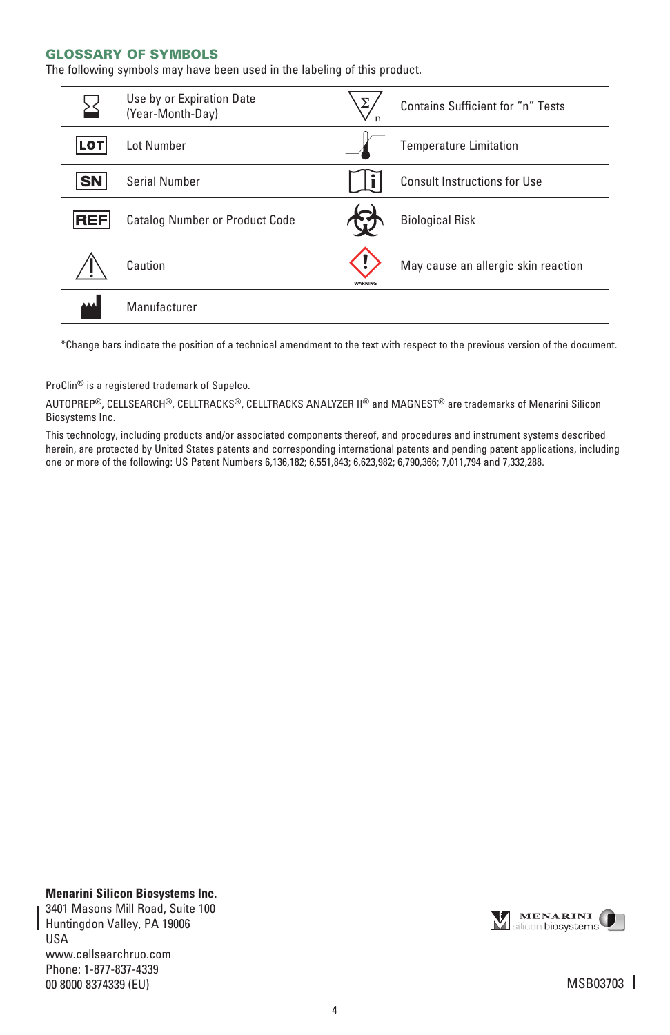## GLOSSARY OF SYMBOLS

The following symbols may have been used in the labeling of this product.

| | | | |
|---|---|---|---|
| | Use by or Expiration Date (Year-Month-Day) | | Contains Sufficient for "n" Tests |
| LOT | Lot Number | | Temperature Limitation |
| SN | Serial Number | | Consult Instructions for Use |
| REF | Catalog Number or Product Code | | Biological Risk |
| | Caution | WARNING | May cause an allergic skin reaction |
| | Manufacturer | | |

*Change bars indicate the position of a technical amendment to the text with respect to the previous version of the document.

ProClin® is a registered trademark of Supelco.

AUTOPREP®, CELLSEARCH®, CELLTRACKS®, CELLTRACKS ANALYZER II® and MAGNEST® are trademarks of Menarini Silicon Biosystems Inc.

This technology, including products and/or associated components thereof, and procedures and instrument systems described herein, are protected by United States patents and corresponding international patents and pending patent applications, including one or more of the following: US Patent Numbers 6,136,182; 6,551,843; 6,623,982; 6,790,366; 7,011,794 and 7,332,288.

**Menarini Silicon Biosystems Inc.**
3401 Masons Mill Road, Suite 100
Huntingdon Valley, PA 19006
USA
www.cellsearchruo.com
Phone: 1-877-837-4339
00 8000 8374339 (EU)

MENARINI silicon biosystems

MSB03703